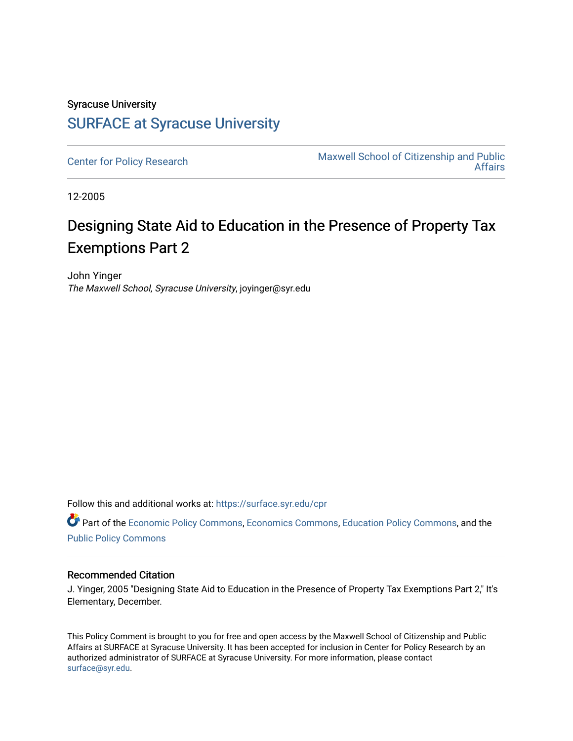Syracuse University

## SURFACE at Syracuse University

Center for Policy Research

Maxwell School of Citizenship and Public Affairs

12-2005

# Designing State Aid to Education in the Presence of Property Tax Exemptions Part 2

John Yinger
*The Maxwell School, Syracuse University*, joyinger@syr.edu

Follow this and additional works at: https://surface.syr.edu/cpr

Part of the Economic Policy Commons, Economics Commons, Education Policy Commons, and the Public Policy Commons

### Recommended Citation

J. Yinger, 2005 "Designing State Aid to Education in the Presence of Property Tax Exemptions Part 2," It's Elementary, December.

This Policy Comment is brought to you for free and open access by the Maxwell School of Citizenship and Public Affairs at SURFACE at Syracuse University. It has been accepted for inclusion in Center for Policy Research by an authorized administrator of SURFACE at Syracuse University. For more information, please contact surface@syr.edu.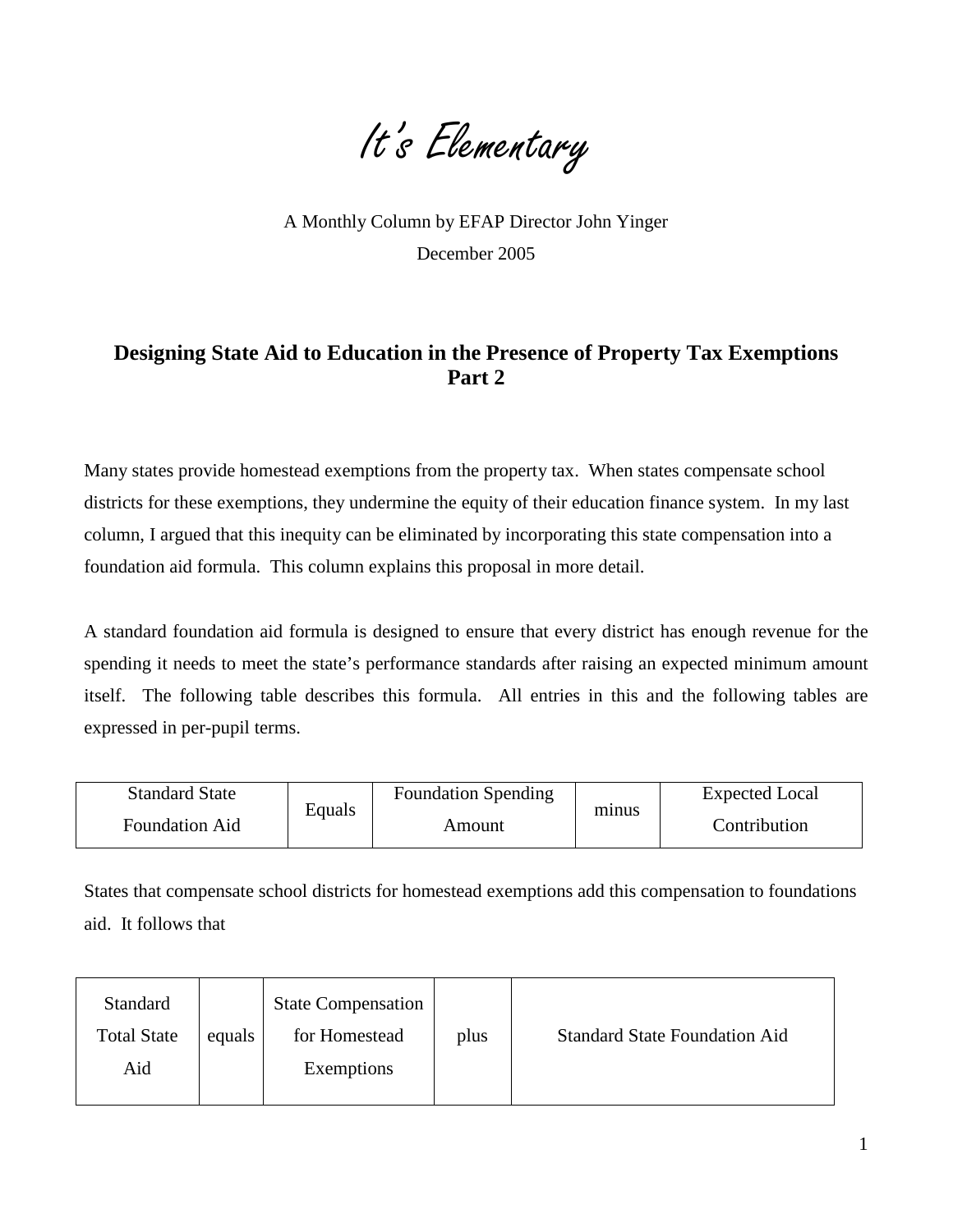# *It's Elementary*

A Monthly Column by EFAP Director John Yinger

December 2005

## Designing State Aid to Education in the Presence of Property Tax Exemptions Part 2

Many states provide homestead exemptions from the property tax. When states compensate school districts for these exemptions, they undermine the equity of their education finance system. In my last column, I argued that this inequity can be eliminated by incorporating this state compensation into a foundation aid formula. This column explains this proposal in more detail.

A standard foundation aid formula is designed to ensure that every district has enough revenue for the spending it needs to meet the state's performance standards after raising an expected minimum amount itself. The following table describes this formula. All entries in this and the following tables are expressed in per-pupil terms.

| Standard State Foundation Aid | Equals | Foundation Spending Amount | minus | Expected Local Contribution |
|---|---|---|---|---|

States that compensate school districts for homestead exemptions add this compensation to foundations aid. It follows that

| Standard Total State Aid | equals | State Compensation for Homestead Exemptions | plus | Standard State Foundation Aid |
|---|---|---|---|---|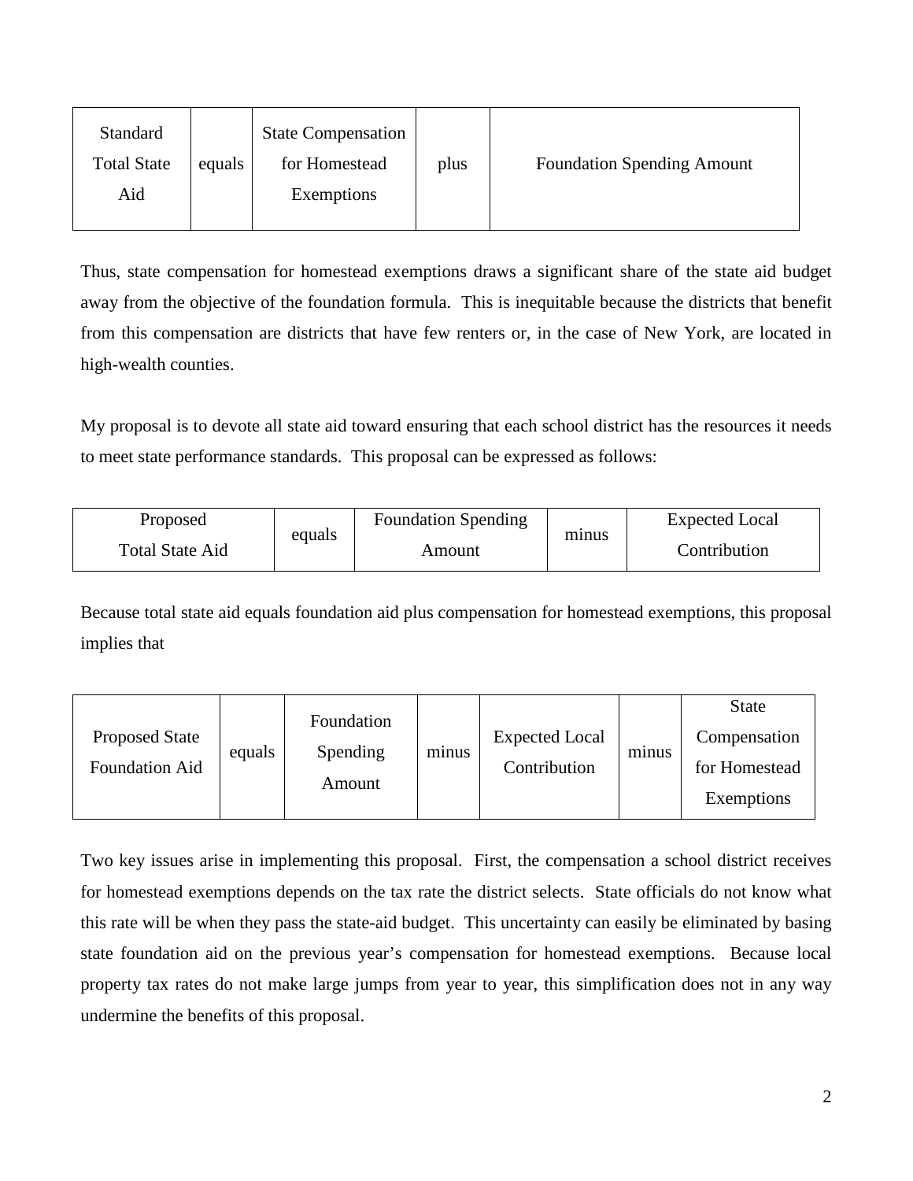| Standard Total State Aid | equals | State Compensation for Homestead Exemptions | plus | Foundation Spending Amount |
|---|---|---|---|---|

Thus, state compensation for homestead exemptions draws a significant share of the state aid budget away from the objective of the foundation formula. This is inequitable because the districts that benefit from this compensation are districts that have few renters or, in the case of New York, are located in high-wealth counties.

My proposal is to devote all state aid toward ensuring that each school district has the resources it needs to meet state performance standards. This proposal can be expressed as follows:

| Proposed Total State Aid | equals | Foundation Spending Amount | minus | Expected Local Contribution |
|---|---|---|---|---|

Because total state aid equals foundation aid plus compensation for homestead exemptions, this proposal implies that

| Proposed State Foundation Aid | equals | Foundation Spending Amount | minus | Expected Local Contribution | minus | State Compensation for Homestead Exemptions |
|---|---|---|---|---|---|---|

Two key issues arise in implementing this proposal. First, the compensation a school district receives for homestead exemptions depends on the tax rate the district selects. State officials do not know what this rate will be when they pass the state-aid budget. This uncertainty can easily be eliminated by basing state foundation aid on the previous year's compensation for homestead exemptions. Because local property tax rates do not make large jumps from year to year, this simplification does not in any way undermine the benefits of this proposal.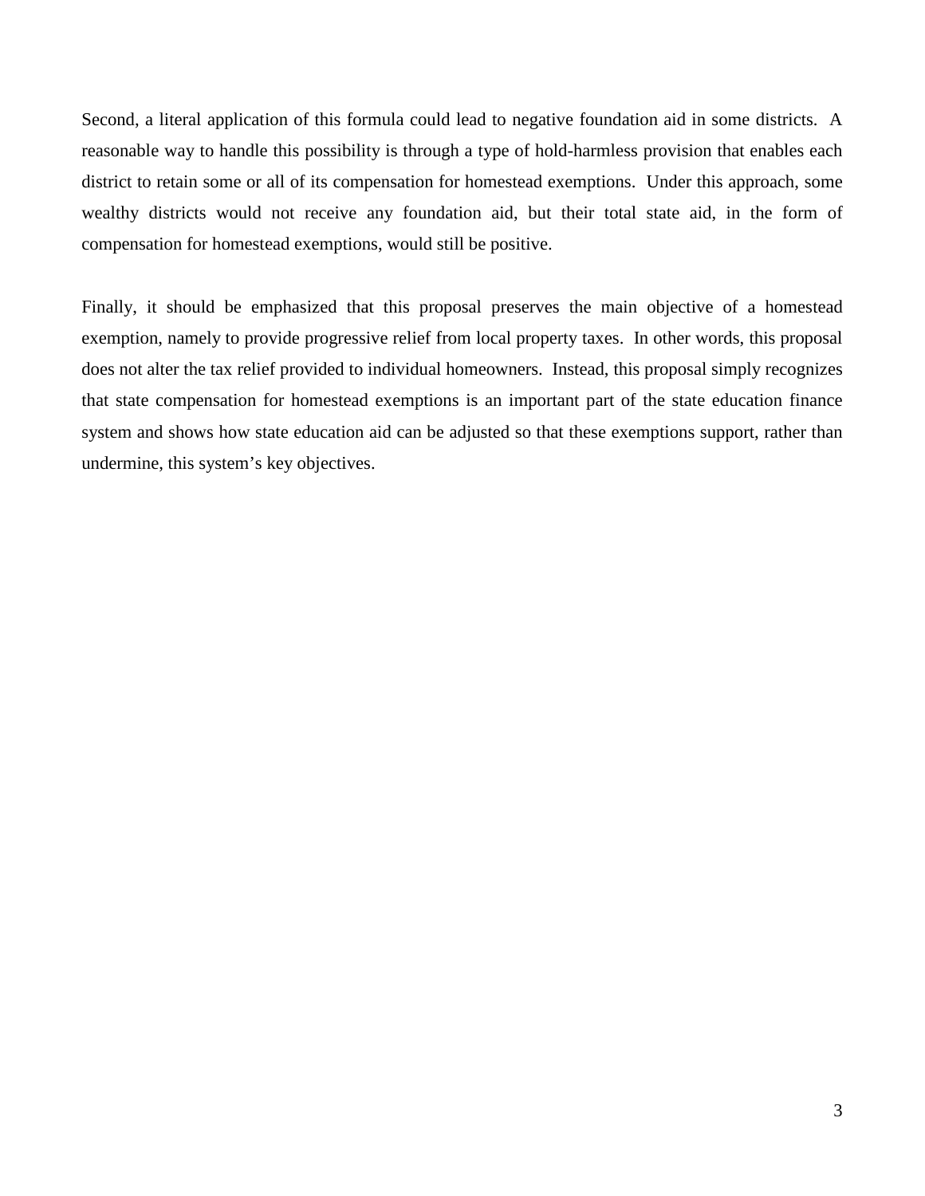Second, a literal application of this formula could lead to negative foundation aid in some districts. A reasonable way to handle this possibility is through a type of hold-harmless provision that enables each district to retain some or all of its compensation for homestead exemptions. Under this approach, some wealthy districts would not receive any foundation aid, but their total state aid, in the form of compensation for homestead exemptions, would still be positive.

Finally, it should be emphasized that this proposal preserves the main objective of a homestead exemption, namely to provide progressive relief from local property taxes. In other words, this proposal does not alter the tax relief provided to individual homeowners. Instead, this proposal simply recognizes that state compensation for homestead exemptions is an important part of the state education finance system and shows how state education aid can be adjusted so that these exemptions support, rather than undermine, this system's key objectives.